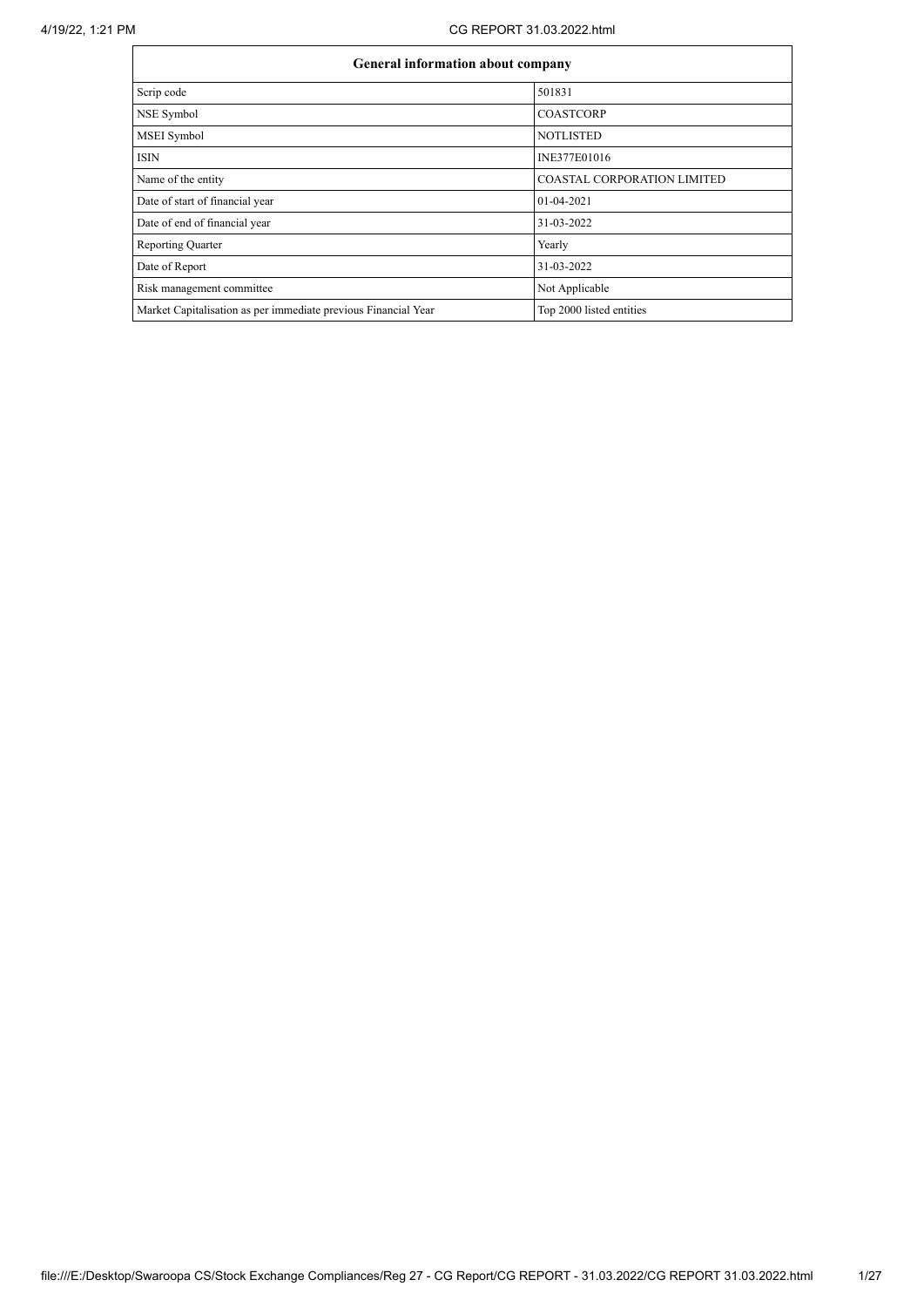| General information about company | |
|---|---|
| Scrip code | 501831 |
| NSE Symbol | COASTCORP |
| MSEI Symbol | NOTLISTED |
| ISIN | INE377E01016 |
| Name of the entity | COASTAL CORPORATION LIMITED |
| Date of start of financial year | 01-04-2021 |
| Date of end of financial year | 31-03-2022 |
| Reporting Quarter | Yearly |
| Date of Report | 31-03-2022 |
| Risk management committee | Not Applicable |
| Market Capitalisation as per immediate previous Financial Year | Top 2000 listed entities |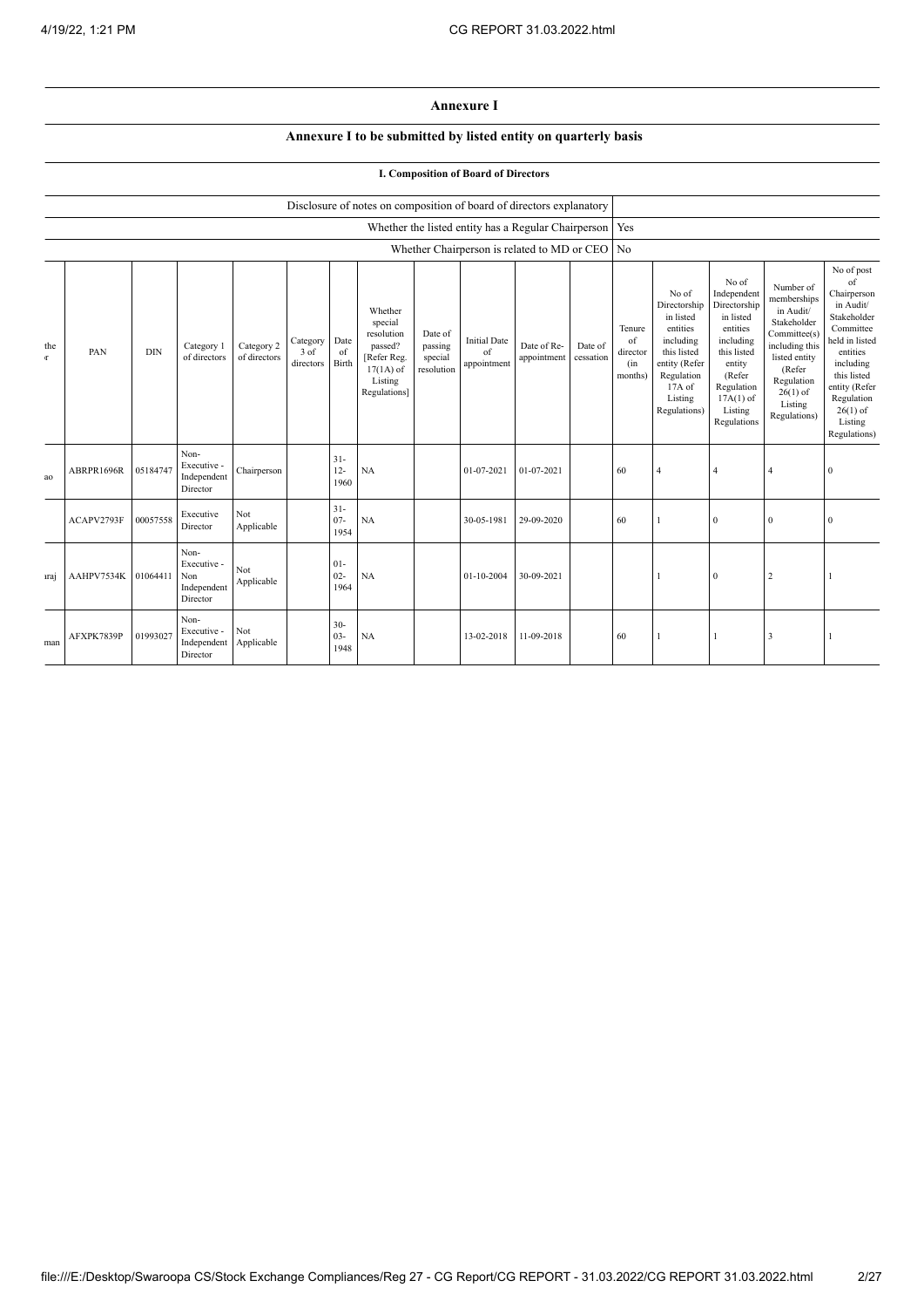## Annexure I

### Annexure I to be submitted by listed entity on quarterly basis

#### I. Composition of Board of Directors

| Disclosure of notes on composition of board of directors explanatory | |
|---|---|
| Whether the listed entity has a Regular Chairperson | Yes |
| Whether Chairperson is related to MD or CEO | No |

| the r | PAN | DIN | Category 1 of directors | Category 2 of directors | Category 3 of directors | Date of Birth | Whether special resolution passed? [Refer Reg. 17(1A) of Listing Regulations] | Date of passing special resolution | Initial Date of appointment | Date of Re-appointment | Date of cessation | Tenure of director (in months) | No of Directorship in listed entities including this listed entity (Refer Regulation 17A of Listing Regulations) | No of Independent Directorship in listed entities including this listed entity (Refer Regulation 17A(1) of Listing Regulations | Number of memberships in Audit/ Stakeholder Committee(s) including this listed entity (Refer Regulation 26(1) of Listing Regulations) | No of post of Chairperson in Audit/ Stakeholder Committee held in listed entities including this listed entity (Refer Regulation 26(1) of Listing Regulations) |
|---|---|---|---|---|---|---|---|---|---|---|---|---|---|---|---|---|
| ao | ABRPR1696R | 05184747 | Non-Executive - Independent Director | Chairperson | | 31-12-1960 | NA | | 01-07-2021 | 01-07-2021 | | 60 | 4 | 4 | 4 | 0 |
| | ACAPV2793F | 00057558 | Executive Director | Not Applicable | | 31-07-1954 | NA | | 30-05-1981 | 29-09-2020 | | 60 | 1 | 0 | 0 | 0 |
| raj | AAHPV7534K | 01064411 | Non-Executive - Non Independent Director | Not Applicable | | 01-02-1964 | NA | | 01-10-2004 | 30-09-2021 | | | 1 | 0 | 2 | 1 |
| man | AFXPK7839P | 01993027 | Non-Executive - Independent Director | Not Applicable | | 30-03-1948 | NA | | 13-02-2018 | 11-09-2018 | | 60 | 1 | 1 | 3 | 1 |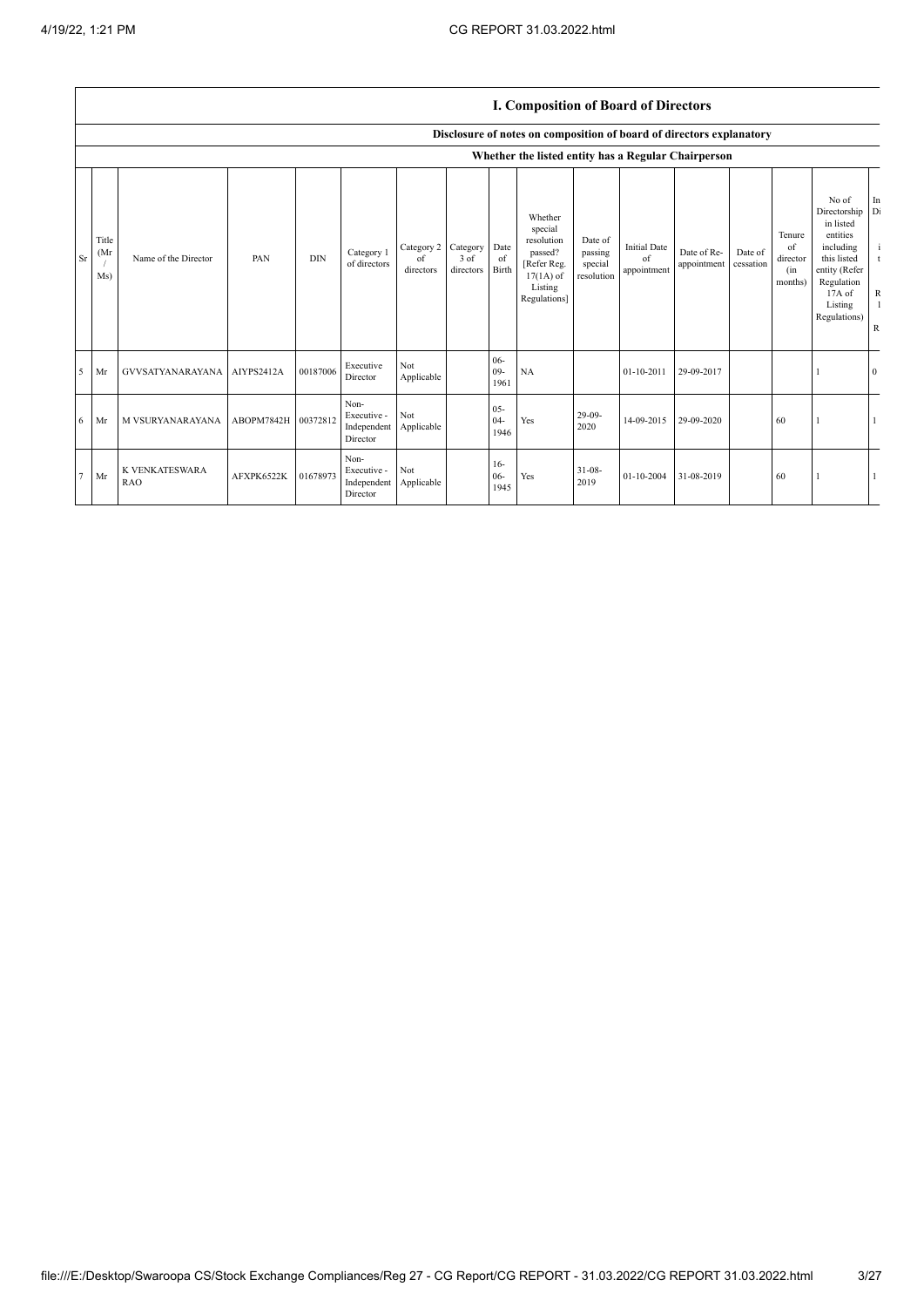## I. Composition of Board of Directors

### Disclosure of notes on composition of board of directors explanatory

### Whether the listed entity has a Regular Chairperson

| Sr | Title (Mr / Ms) | Name of the Director | PAN | DIN | Category 1 of directors | Category 2 of directors | Category 3 of directors | Date of Birth | Whether special resolution passed? [Refer Reg. 17(1A) of Listing Regulations] | Date of passing special resolution | Initial Date of appointment | Date of Re-appointment | Date of cessation | Tenure of director (in months) | No of Directorship in listed entities including this listed entity (Refer Regulation 17A of Listing Regulations) | In Di i t R l R |
|---|---|---|---|---|---|---|---|---|---|---|---|---|---|---|---|---|
| 5 | Mr | GVVSATYANARAYANA | AIYPS2412A | 00187006 | Executive Director | Not Applicable | | 06-09-1961 | NA | | 01-10-2011 | 29-09-2017 | | | 1 | 0 |
| 6 | Mr | M VSURYANARAYANA | ABOPM7842H | 00372812 | Non-Executive - Independent Director | Not Applicable | | 05-04-1946 | Yes | 29-09-2020 | 14-09-2015 | 29-09-2020 | | 60 | 1 | 1 |
| 7 | Mr | K VENKATESWARA RAO | AFXPK6522K | 01678973 | Non-Executive - Independent Director | Not Applicable | | 16-06-1945 | Yes | 31-08-2019 | 01-10-2004 | 31-08-2019 | | 60 | 1 | 1 |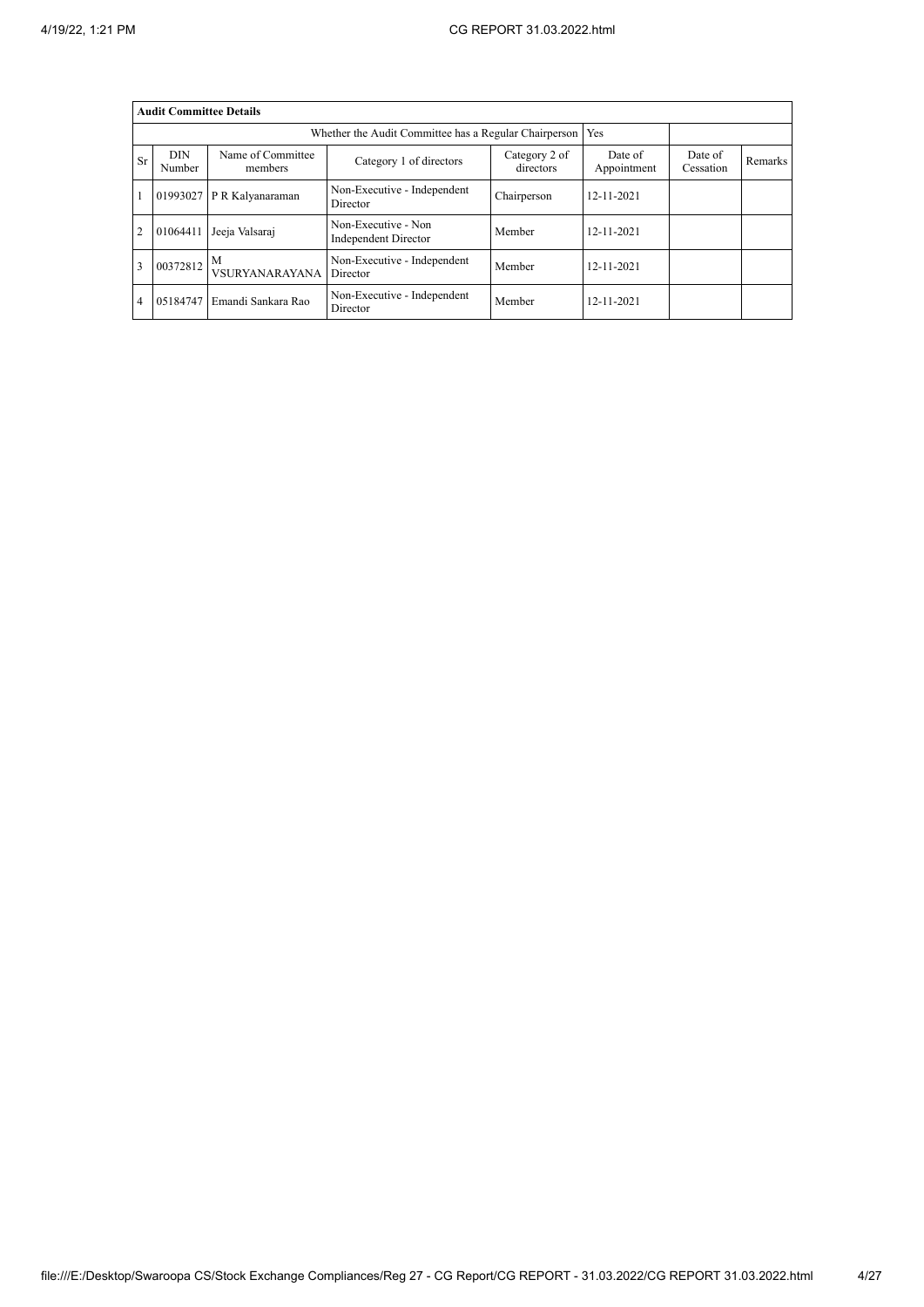| **Audit Committee Details** | | | | | | | |
|---|---|---|---|---|---|---|---|
| Whether the Audit Committee has a Regular Chairperson | | | | | Yes | | |
| Sr | DIN Number | Name of Committee members | Category 1 of directors | Category 2 of directors | Date of Appointment | Date of Cessation | Remarks |
| 1 | 01993027 | P R Kalyanaraman | Non-Executive - Independent Director | Chairperson | 12-11-2021 | | |
| 2 | 01064411 | Jeeja Valsaraj | Non-Executive - Non Independent Director | Member | 12-11-2021 | | |
| 3 | 00372812 | M VSURYANARAYANA | Non-Executive - Independent Director | Member | 12-11-2021 | | |
| 4 | 05184747 | Emandi Sankara Rao | Non-Executive - Independent Director | Member | 12-11-2021 | | |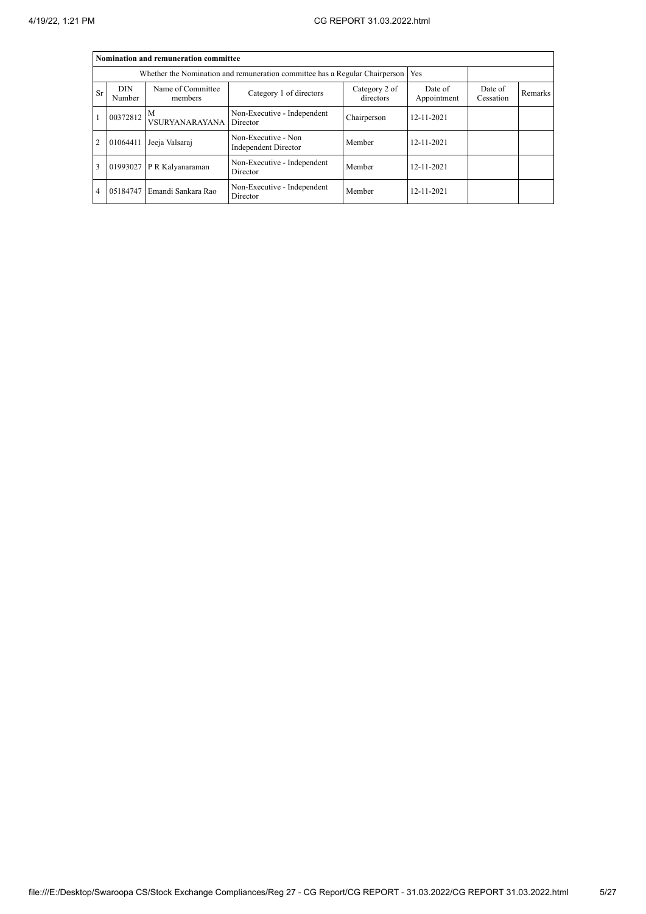| Nomination and remuneration committee | | | | | | | |
|---|---|---|---|---|---|---|---|
| Whether the Nomination and remuneration committee has a Regular Chairperson | | | | | Yes | | |
| Sr | DIN Number | Name of Committee members | Category 1 of directors | Category 2 of directors | Date of Appointment | Date of Cessation | Remarks |
| 1 | 00372812 | M VSURYANARAYANA | Non-Executive - Independent Director | Chairperson | 12-11-2021 | | |
| 2 | 01064411 | Jeeja Valsaraj | Non-Executive - Non Independent Director | Member | 12-11-2021 | | |
| 3 | 01993027 | P R Kalyanaraman | Non-Executive - Independent Director | Member | 12-11-2021 | | |
| 4 | 05184747 | Emandi Sankara Rao | Non-Executive - Independent Director | Member | 12-11-2021 | | |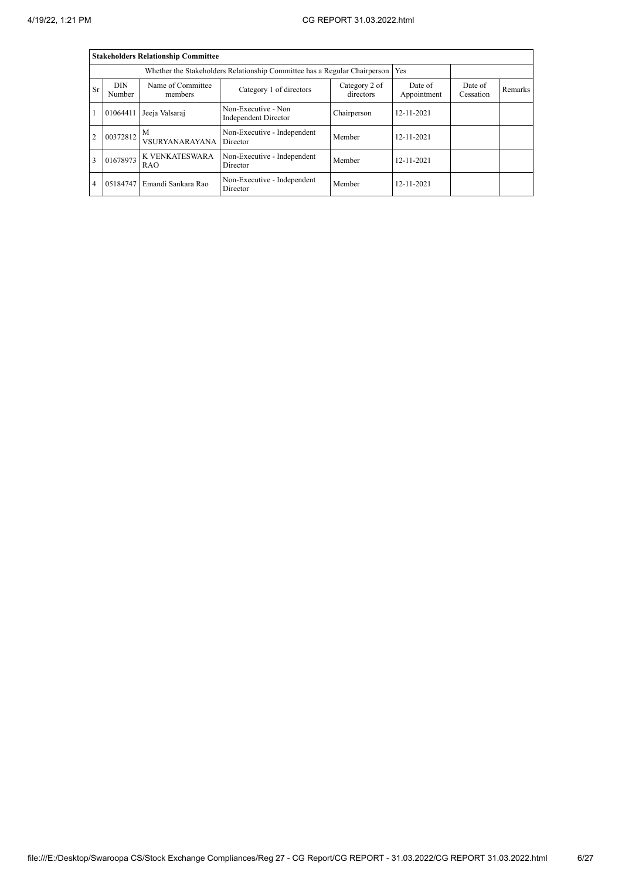| **Stakeholders Relationship Committee** | | | | | | | |
|---|---|---|---|---|---|---|---|
| Whether the Stakeholders Relationship Committee has a Regular Chairperson | | | | | Yes | | |
| Sr | DIN Number | Name of Committee members | Category 1 of directors | Category 2 of directors | Date of Appointment | Date of Cessation | Remarks |
| 1 | 01064411 | Jeeja Valsaraj | Non-Executive - Non Independent Director | Chairperson | 12-11-2021 | | |
| 2 | 00372812 | M VSURYANARAYANA | Non-Executive - Independent Director | Member | 12-11-2021 | | |
| 3 | 01678973 | K VENKATESWARA RAO | Non-Executive - Independent Director | Member | 12-11-2021 | | |
| 4 | 05184747 | Emandi Sankara Rao | Non-Executive - Independent Director | Member | 12-11-2021 | | |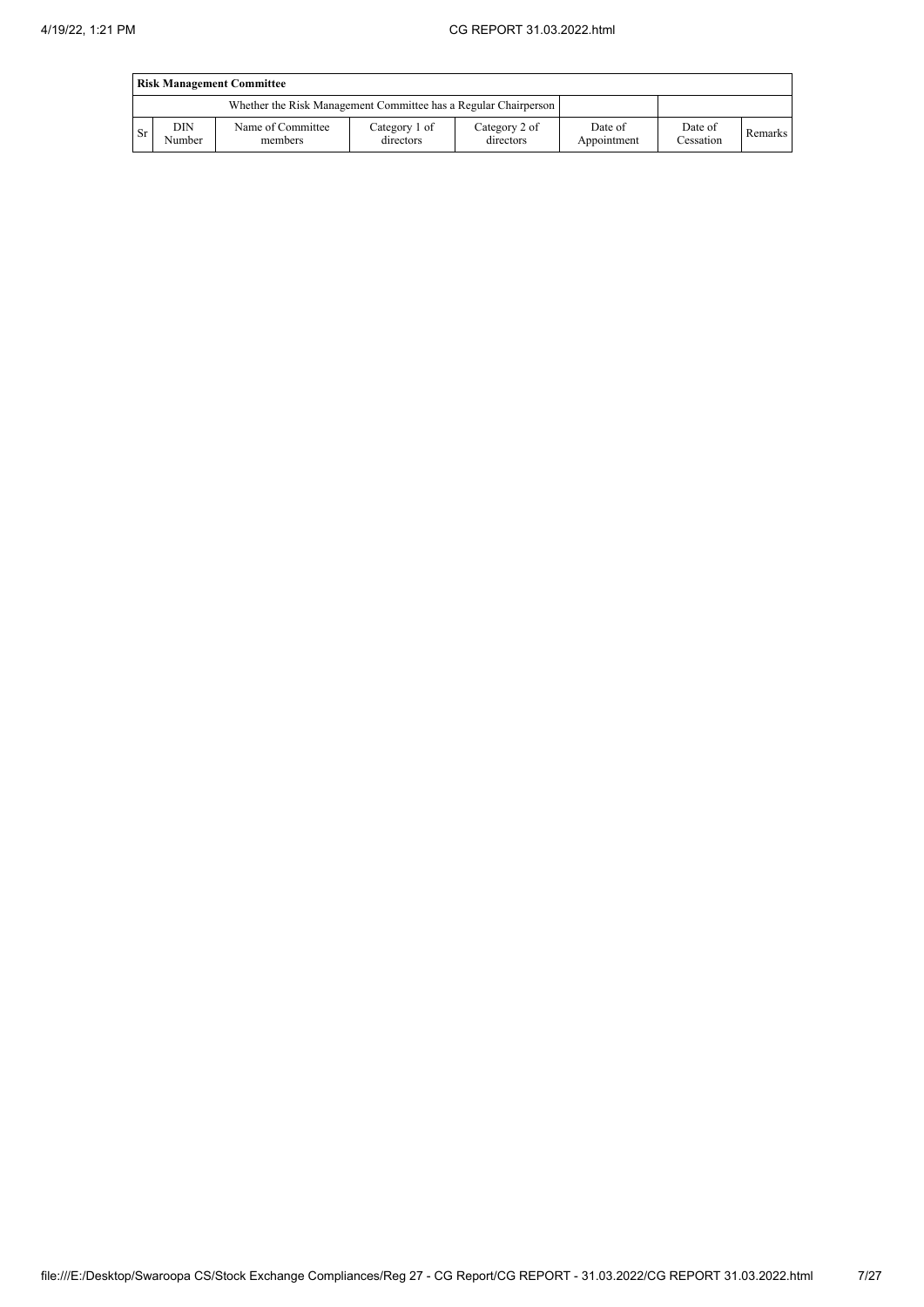| Risk Management Committee | | | | | | | |
|---|---|---|---|---|---|---|---|
| Whether the Risk Management Committee has a Regular Chairperson | | | | | | | |
| Sr | DIN Number | Name of Committee members | Category 1 of directors | Category 2 of directors | Date of Appointment | Date of Cessation | Remarks |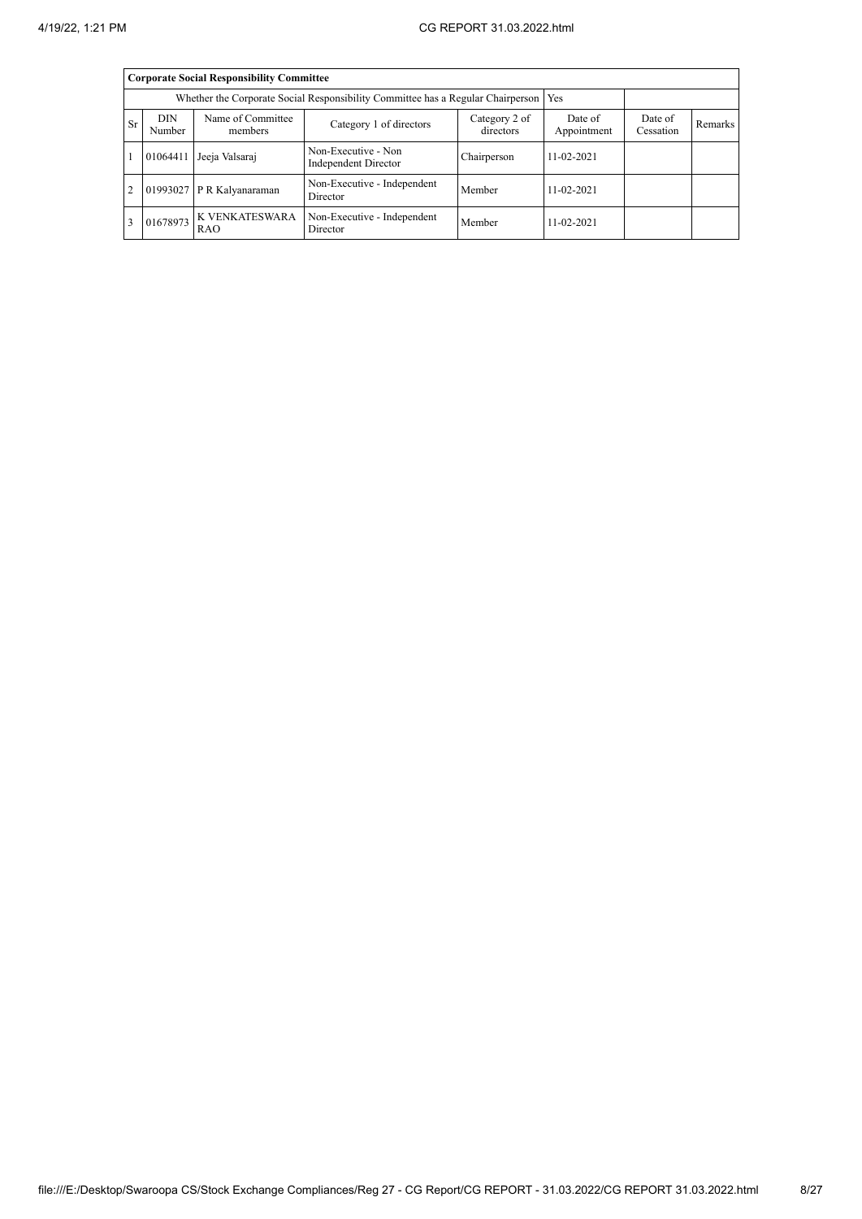| Corporate Social Responsibility Committee | | | | | | | |
|---|---|---|---|---|---|---|---|
| Whether the Corporate Social Responsibility Committee has a Regular Chairperson | | | | | Yes | | |
| Sr | DIN Number | Name of Committee members | Category 1 of directors | Category 2 of directors | Date of Appointment | Date of Cessation | Remarks |
| 1 | 01064411 | Jeeja Valsaraj | Non-Executive - Non Independent Director | Chairperson | 11-02-2021 | | |
| 2 | 01993027 | P R Kalyanaraman | Non-Executive - Independent Director | Member | 11-02-2021 | | |
| 3 | 01678973 | K VENKATESWARA RAO | Non-Executive - Independent Director | Member | 11-02-2021 | | |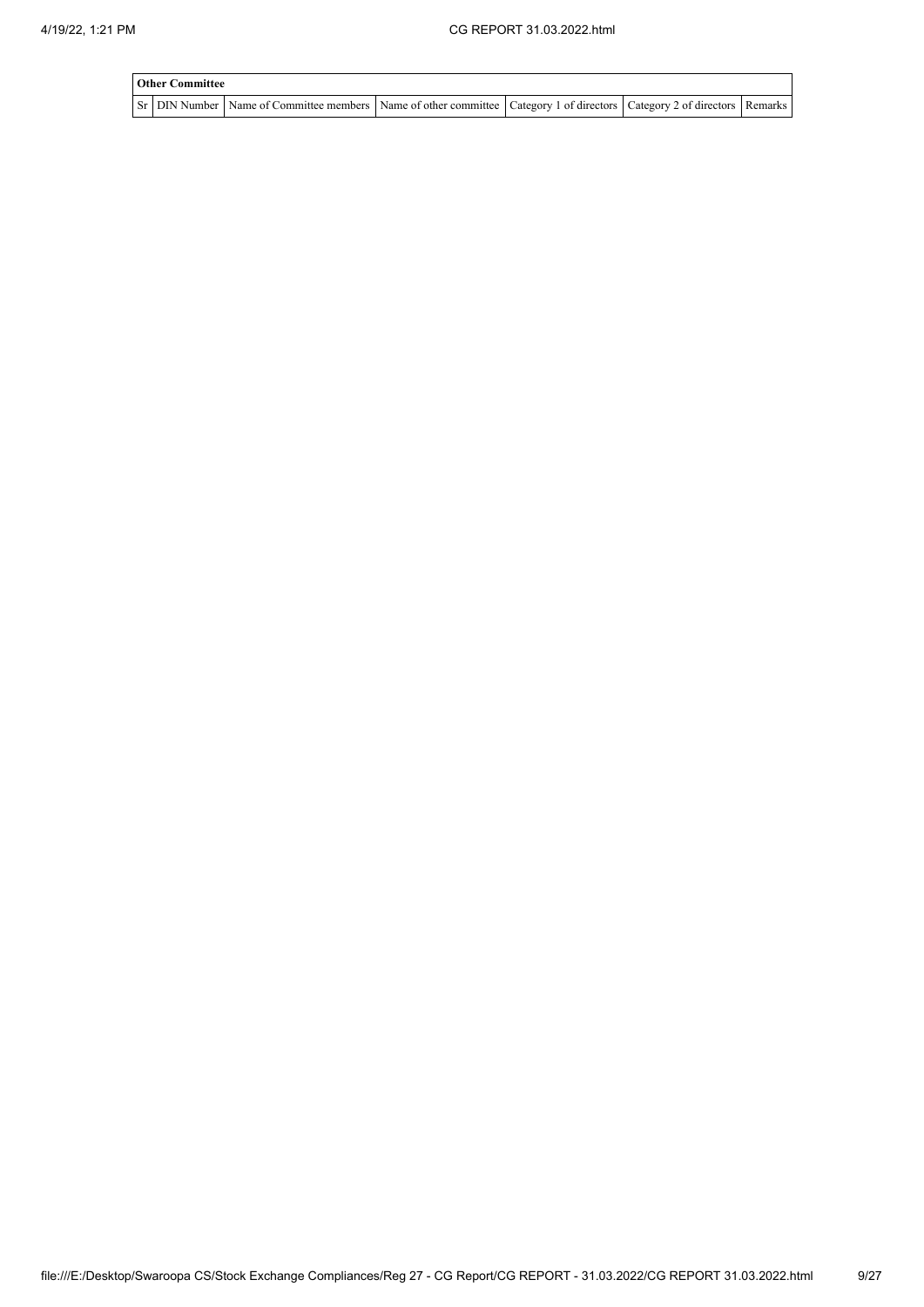| Other Committee | | | | | | |
|---|---|---|---|---|---|---|
| Sr | DIN Number | Name of Committee members | Name of other committee | Category 1 of directors | Category 2 of directors | Remarks |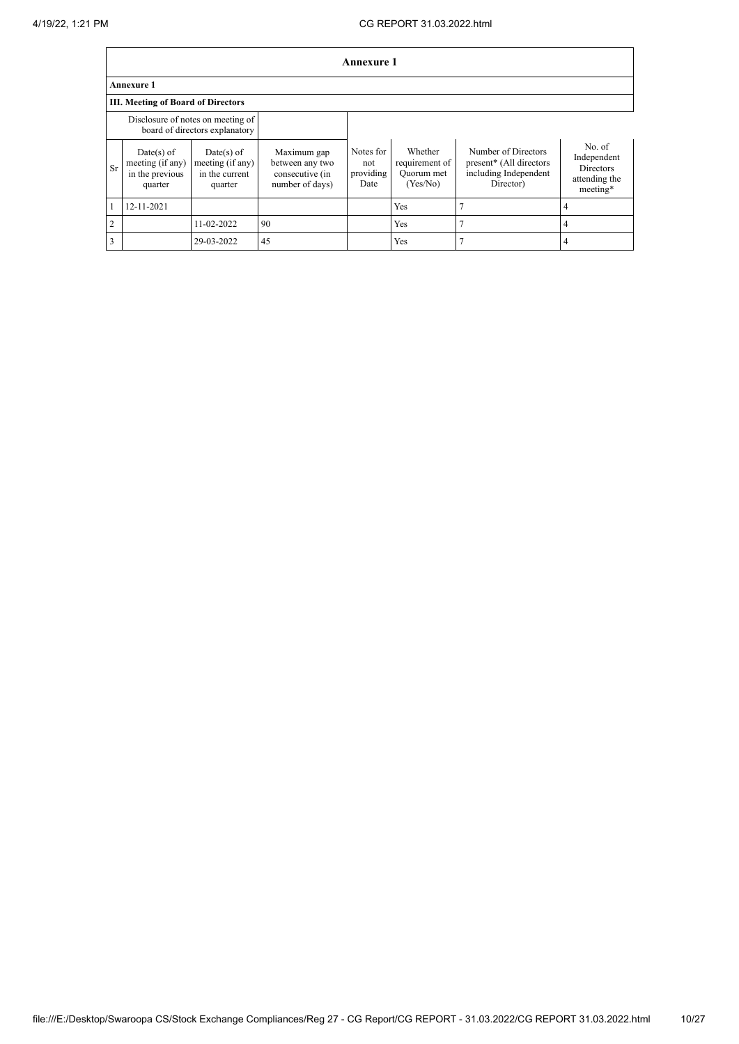# Annexure 1

## Annexure 1

### III. Meeting of Board of Directors

| | Disclosure of notes on meeting of board of directors explanatory | | | | | | |
|---|---|---|---|---|---|---|---|
| Sr | Date(s) of meeting (if any) in the previous quarter | Date(s) of meeting (if any) in the current quarter | Maximum gap between any two consecutive (in number of days) | Notes for not providing Date | Whether requirement of Quorum met (Yes/No) | Number of Directors present* (All directors including Independent Director) | No. of Independent Directors attending the meeting* |
| 1 | 12-11-2021 | | | | Yes | 7 | 4 |
| 2 | | 11-02-2022 | 90 | | Yes | 7 | 4 |
| 3 | | 29-03-2022 | 45 | | Yes | 7 | 4 |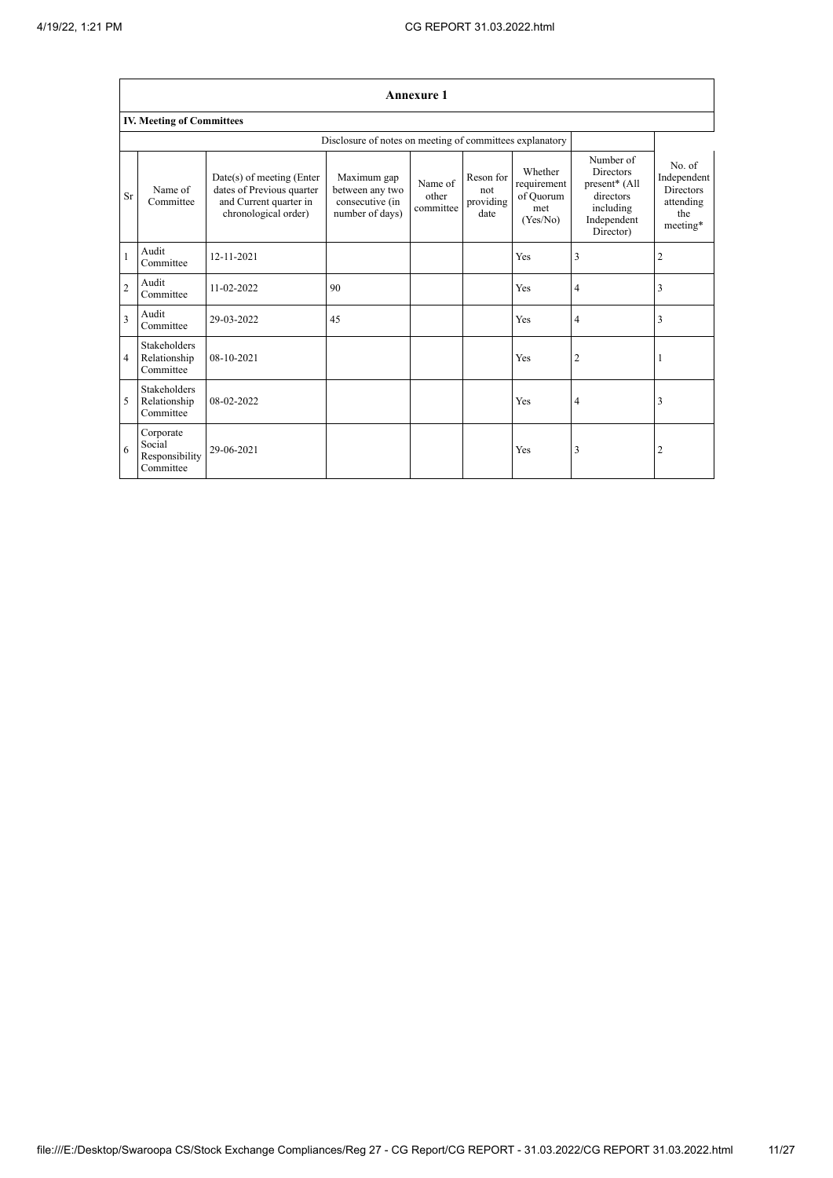## Annexure 1

### IV. Meeting of Committees

Disclosure of notes on meeting of committees explanatory

| Sr | Name of Committee | Date(s) of meeting (Enter dates of Previous quarter and Current quarter in chronological order) | Maximum gap between any two consecutive (in number of days) | Name of other committee | Reson for not providing date | Whether requirement of Quorum met (Yes/No) | Number of Directors present* (All directors including Independent Director) | No. of Independent Directors attending the meeting* |
|---|---|---|---|---|---|---|---|---|
| 1 | Audit Committee | 12-11-2021 | | | | Yes | 3 | 2 |
| 2 | Audit Committee | 11-02-2022 | 90 | | | Yes | 4 | 3 |
| 3 | Audit Committee | 29-03-2022 | 45 | | | Yes | 4 | 3 |
| 4 | Stakeholders Relationship Committee | 08-10-2021 | | | | Yes | 2 | 1 |
| 5 | Stakeholders Relationship Committee | 08-02-2022 | | | | Yes | 4 | 3 |
| 6 | Corporate Social Responsibility Committee | 29-06-2021 | | | | Yes | 3 | 2 |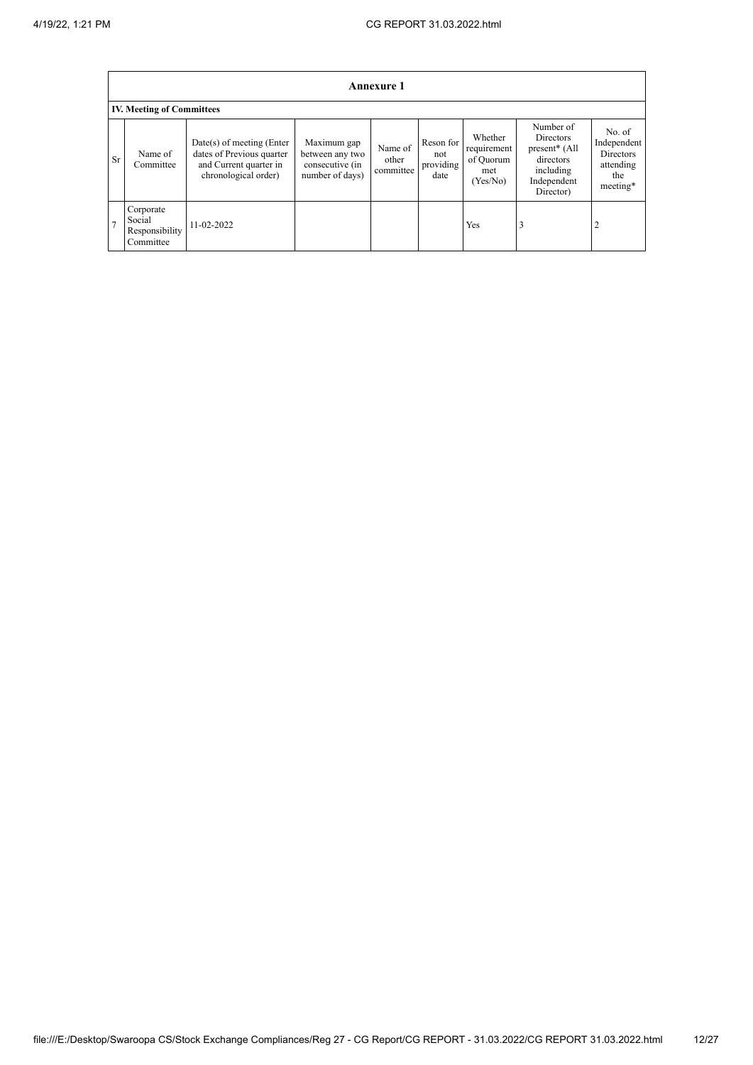## Annexure 1

### IV. Meeting of Committees

| Sr | Name of Committee | Date(s) of meeting (Enter dates of Previous quarter and Current quarter in chronological order) | Maximum gap between any two consecutive (in number of days) | Name of other committee | Reson for not providing date | Whether requirement of Quorum met (Yes/No) | Number of Directors present* (All directors including Independent Director) | No. of Independent Directors attending the meeting* |
|---|---|---|---|---|---|---|---|---|
| 7 | Corporate Social Responsibility Committee | 11-02-2022 | | | | Yes | 3 | 2 |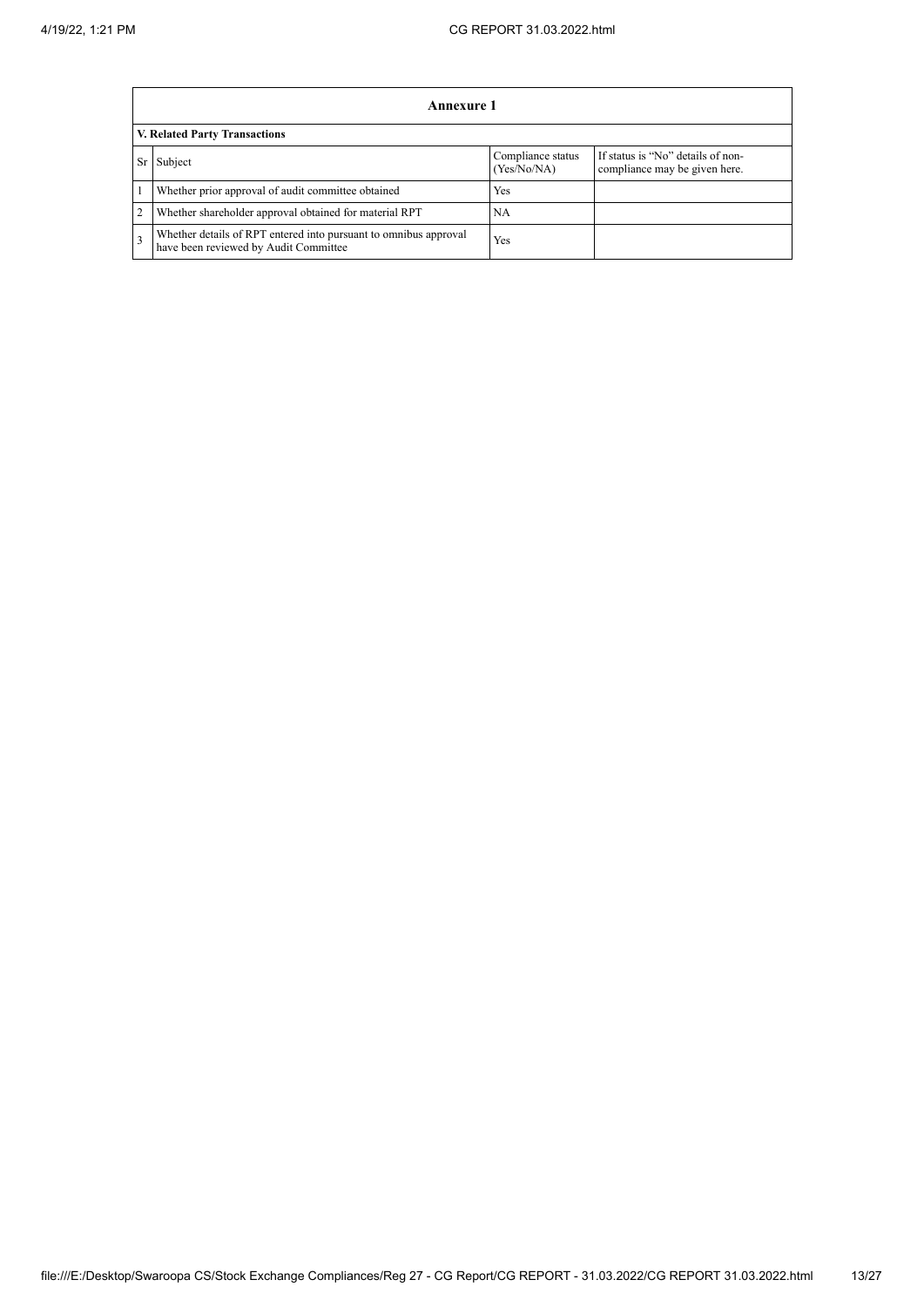| Annexure 1 | | | |
|---|---|---|---|
| **V. Related Party Transactions** | | | |
| Sr | Subject | Compliance status (Yes/No/NA) | If status is “No” details of non-compliance may be given here. |
| 1 | Whether prior approval of audit committee obtained | Yes | |
| 2 | Whether shareholder approval obtained for material RPT | NA | |
| 3 | Whether details of RPT entered into pursuant to omnibus approval have been reviewed by Audit Committee | Yes | |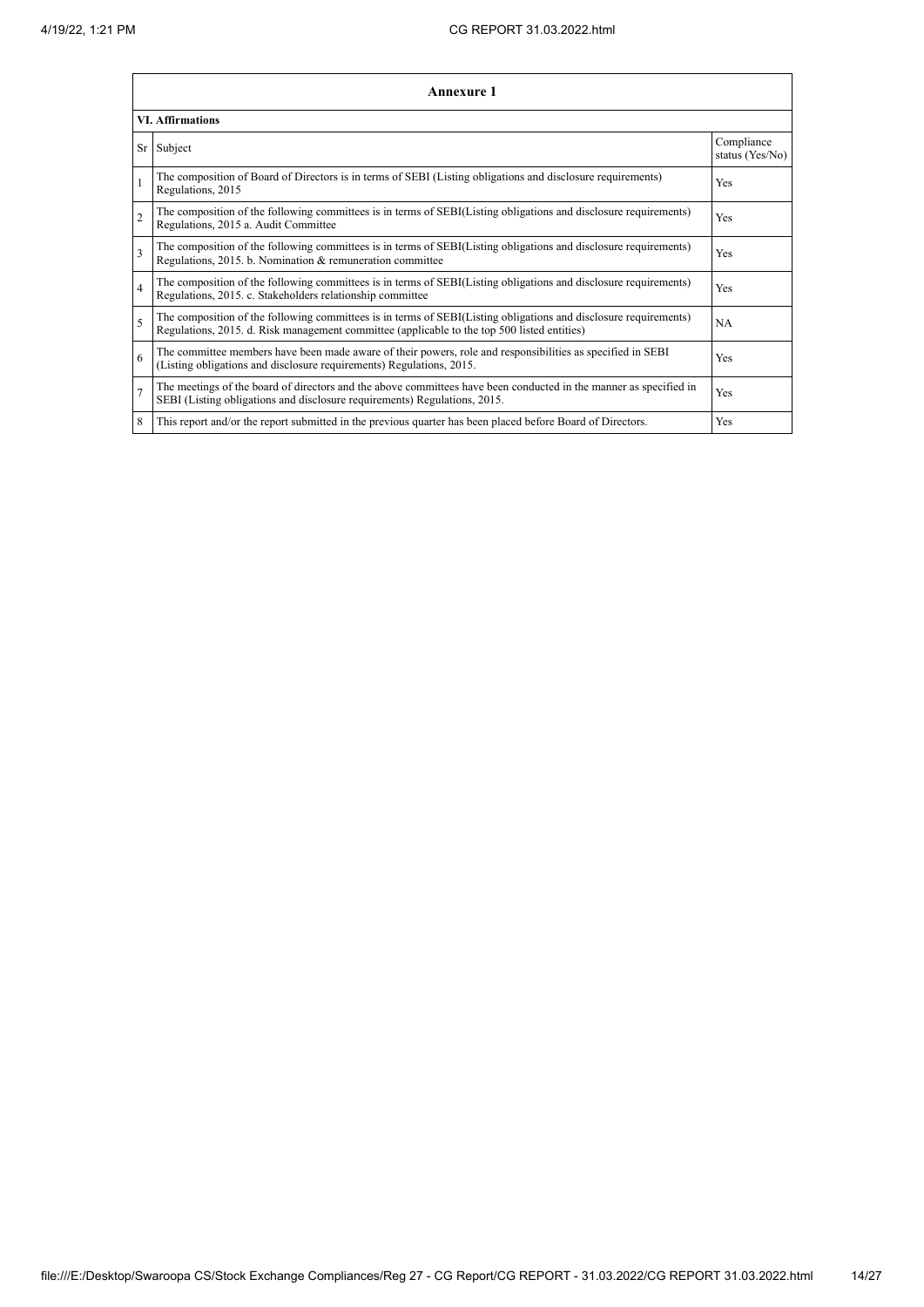## Annexure 1

### VI. Affirmations

| Sr | Subject | Compliance status (Yes/No) |
|---|---|---|
| 1 | The composition of Board of Directors is in terms of SEBI (Listing obligations and disclosure requirements) Regulations, 2015 | Yes |
| 2 | The composition of the following committees is in terms of SEBI(Listing obligations and disclosure requirements) Regulations, 2015 a. Audit Committee | Yes |
| 3 | The composition of the following committees is in terms of SEBI(Listing obligations and disclosure requirements) Regulations, 2015. b. Nomination & remuneration committee | Yes |
| 4 | The composition of the following committees is in terms of SEBI(Listing obligations and disclosure requirements) Regulations, 2015. c. Stakeholders relationship committee | Yes |
| 5 | The composition of the following committees is in terms of SEBI(Listing obligations and disclosure requirements) Regulations, 2015. d. Risk management committee (applicable to the top 500 listed entities) | NA |
| 6 | The committee members have been made aware of their powers, role and responsibilities as specified in SEBI (Listing obligations and disclosure requirements) Regulations, 2015. | Yes |
| 7 | The meetings of the board of directors and the above committees have been conducted in the manner as specified in SEBI (Listing obligations and disclosure requirements) Regulations, 2015. | Yes |
| 8 | This report and/or the report submitted in the previous quarter has been placed before Board of Directors. | Yes |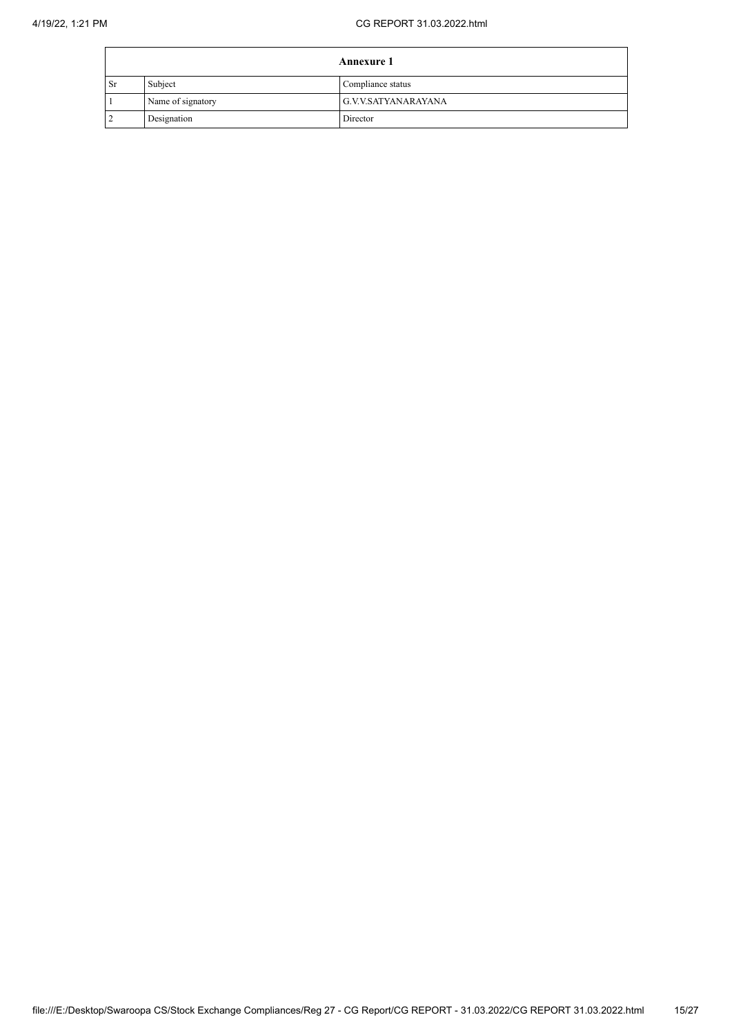| Annexure 1 | | |
|---|---|---|
| Sr | Subject | Compliance status |
| 1 | Name of signatory | G.V.V.SATYANARAYANA |
| 2 | Designation | Director |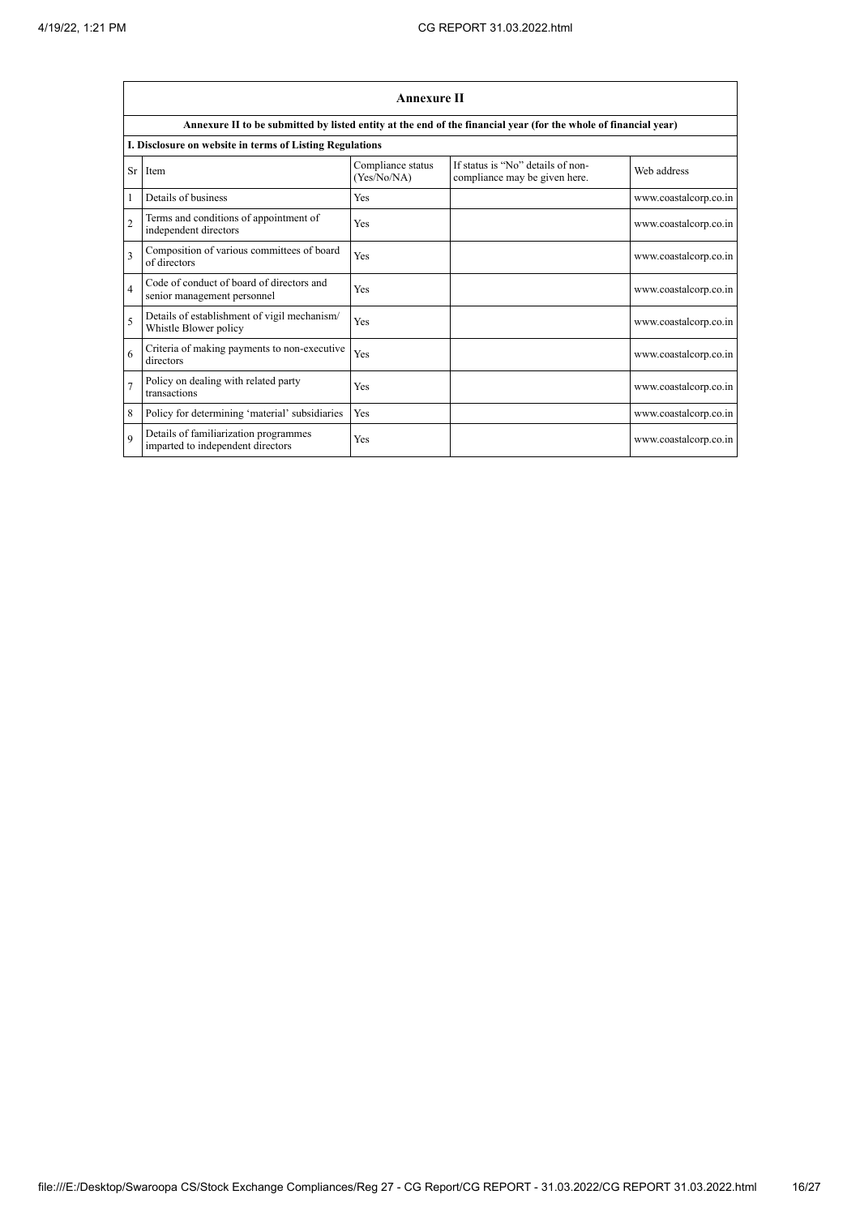## Annexure II

**Annexure II to be submitted by listed entity at the end of the financial year (for the whole of financial year)**

**I. Disclosure on website in terms of Listing Regulations**

| Sr | Item | Compliance status (Yes/No/NA) | If status is "No" details of non-compliance may be given here. | Web address |
|---|---|---|---|---|
| 1 | Details of business | Yes | | www.coastalcorp.co.in |
| 2 | Terms and conditions of appointment of independent directors | Yes | | www.coastalcorp.co.in |
| 3 | Composition of various committees of board of directors | Yes | | www.coastalcorp.co.in |
| 4 | Code of conduct of board of directors and senior management personnel | Yes | | www.coastalcorp.co.in |
| 5 | Details of establishment of vigil mechanism/ Whistle Blower policy | Yes | | www.coastalcorp.co.in |
| 6 | Criteria of making payments to non-executive directors | Yes | | www.coastalcorp.co.in |
| 7 | Policy on dealing with related party transactions | Yes | | www.coastalcorp.co.in |
| 8 | Policy for determining 'material' subsidiaries | Yes | | www.coastalcorp.co.in |
| 9 | Details of familiarization programmes imparted to independent directors | Yes | | www.coastalcorp.co.in |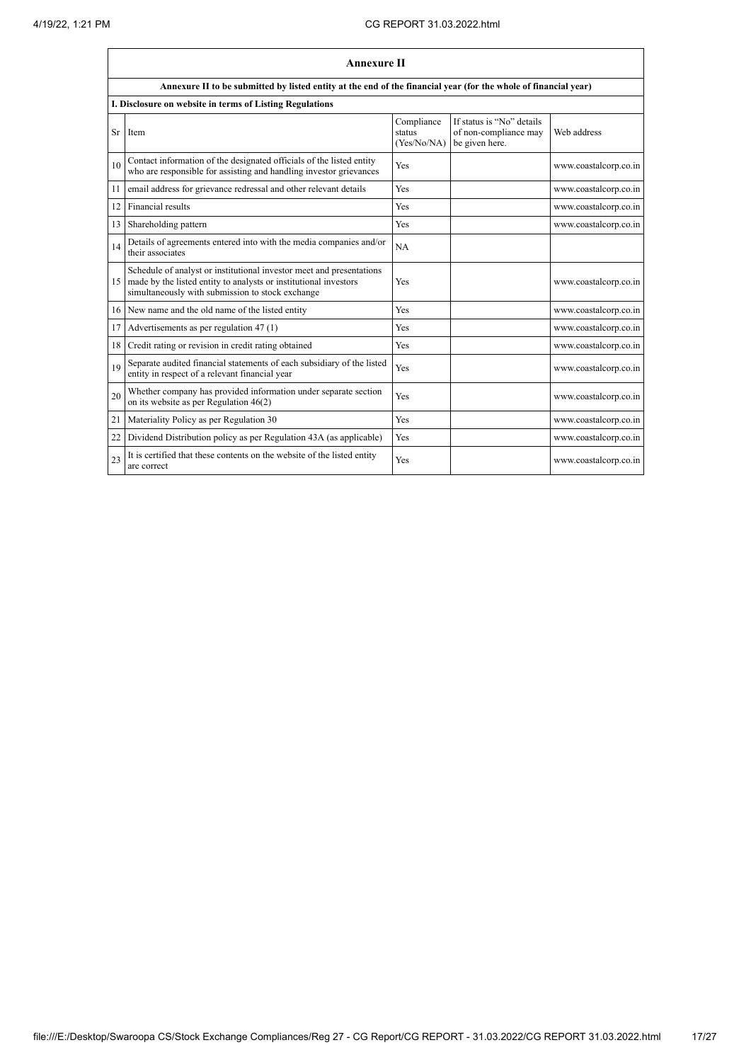| Annexure II | | | | |
|---|---|---|---|---|
| **Annexure II to be submitted by listed entity at the end of the financial year (for the whole of financial year)** | | | | |
| **I. Disclosure on website in terms of Listing Regulations** | | | | |
| Sr | Item | Compliance status (Yes/No/NA) | If status is "No" details of non-compliance may be given here. | Web address |
| 10 | Contact information of the designated officials of the listed entity who are responsible for assisting and handling investor grievances | Yes | | www.coastalcorp.co.in |
| 11 | email address for grievance redressal and other relevant details | Yes | | www.coastalcorp.co.in |
| 12 | Financial results | Yes | | www.coastalcorp.co.in |
| 13 | Shareholding pattern | Yes | | www.coastalcorp.co.in |
| 14 | Details of agreements entered into with the media companies and/or their associates | NA | | |
| 15 | Schedule of analyst or institutional investor meet and presentations made by the listed entity to analysts or institutional investors simultaneously with submission to stock exchange | Yes | | www.coastalcorp.co.in |
| 16 | New name and the old name of the listed entity | Yes | | www.coastalcorp.co.in |
| 17 | Advertisements as per regulation 47 (1) | Yes | | www.coastalcorp.co.in |
| 18 | Credit rating or revision in credit rating obtained | Yes | | www.coastalcorp.co.in |
| 19 | Separate audited financial statements of each subsidiary of the listed entity in respect of a relevant financial year | Yes | | www.coastalcorp.co.in |
| 20 | Whether company has provided information under separate section on its website as per Regulation 46(2) | Yes | | www.coastalcorp.co.in |
| 21 | Materiality Policy as per Regulation 30 | Yes | | www.coastalcorp.co.in |
| 22 | Dividend Distribution policy as per Regulation 43A (as applicable) | Yes | | www.coastalcorp.co.in |
| 23 | It is certified that these contents on the website of the listed entity are correct | Yes | | www.coastalcorp.co.in |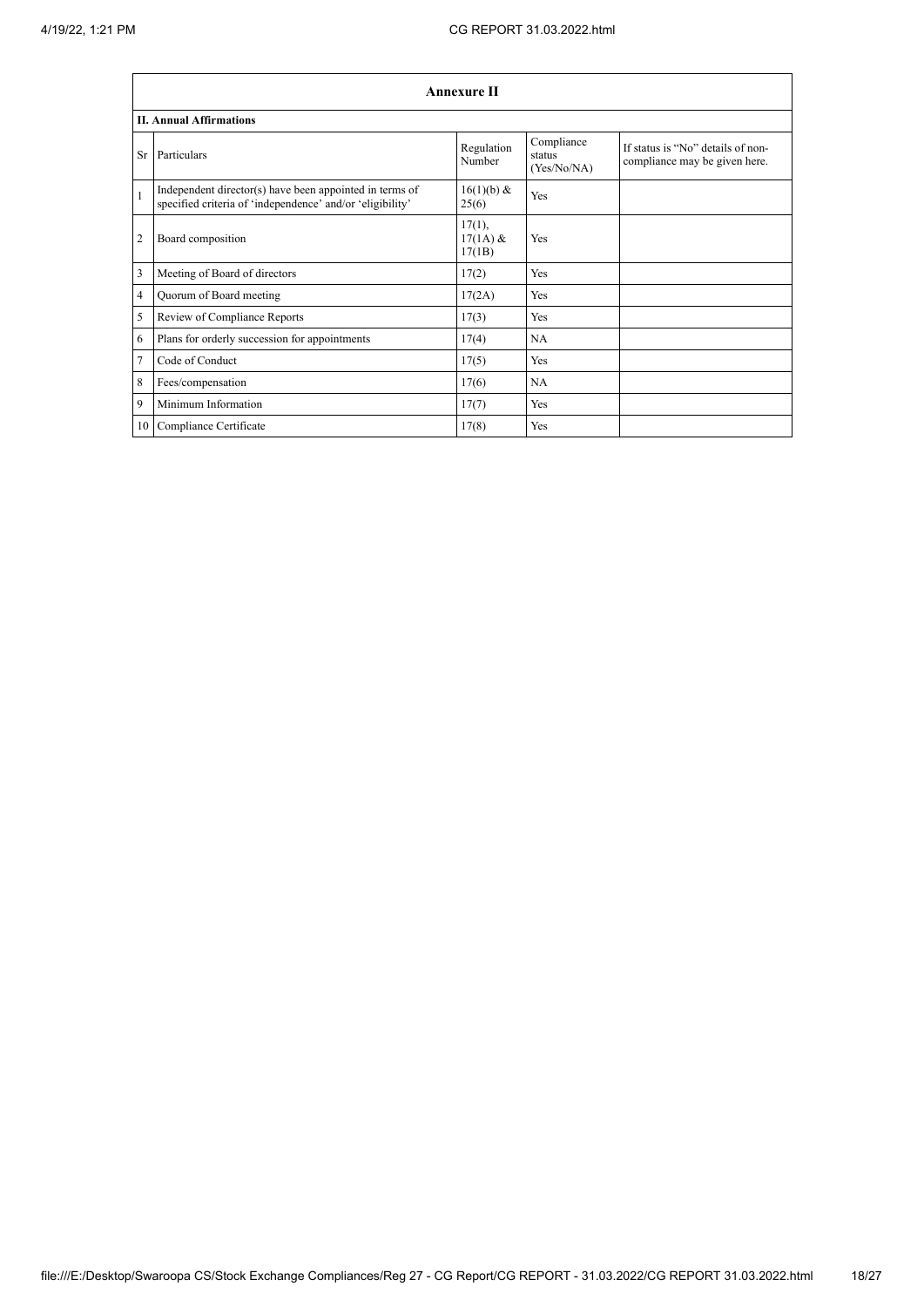| Annexure II | | | | |
|---|---|---|---|---|
| **II. Annual Affirmations** | | | | |
| Sr | Particulars | Regulation Number | Compliance status (Yes/No/NA) | If status is "No" details of non-compliance may be given here. |
| 1 | Independent director(s) have been appointed in terms of specified criteria of 'independence' and/or 'eligibility' | 16(1)(b) & 25(6) | Yes | |
| 2 | Board composition | 17(1), 17(1A) & 17(1B) | Yes | |
| 3 | Meeting of Board of directors | 17(2) | Yes | |
| 4 | Quorum of Board meeting | 17(2A) | Yes | |
| 5 | Review of Compliance Reports | 17(3) | Yes | |
| 6 | Plans for orderly succession for appointments | 17(4) | NA | |
| 7 | Code of Conduct | 17(5) | Yes | |
| 8 | Fees/compensation | 17(6) | NA | |
| 9 | Minimum Information | 17(7) | Yes | |
| 10 | Compliance Certificate | 17(8) | Yes | |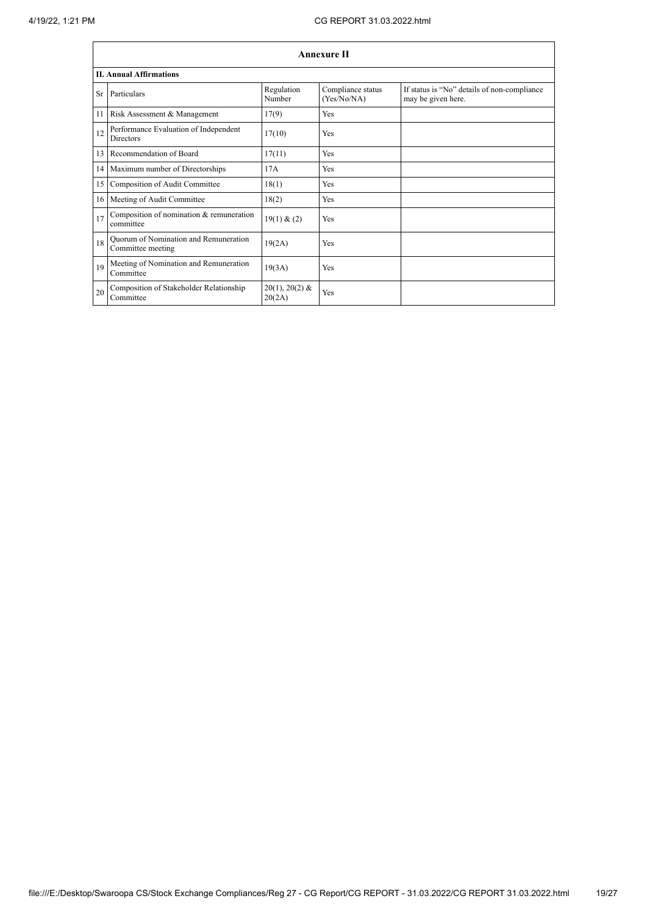## Annexure II

### II. Annual Affirmations

| Sr | Particulars | Regulation Number | Compliance status (Yes/No/NA) | If status is "No" details of non-compliance may be given here. |
|---|---|---|---|---|
| 11 | Risk Assessment & Management | 17(9) | Yes | |
| 12 | Performance Evaluation of Independent Directors | 17(10) | Yes | |
| 13 | Recommendation of Board | 17(11) | Yes | |
| 14 | Maximum number of Directorships | 17A | Yes | |
| 15 | Composition of Audit Committee | 18(1) | Yes | |
| 16 | Meeting of Audit Committee | 18(2) | Yes | |
| 17 | Composition of nomination & remuneration committee | 19(1) & (2) | Yes | |
| 18 | Quorum of Nomination and Remuneration Committee meeting | 19(2A) | Yes | |
| 19 | Meeting of Nomination and Remuneration Committee | 19(3A) | Yes | |
| 20 | Composition of Stakeholder Relationship Committee | 20(1), 20(2) & 20(2A) | Yes | |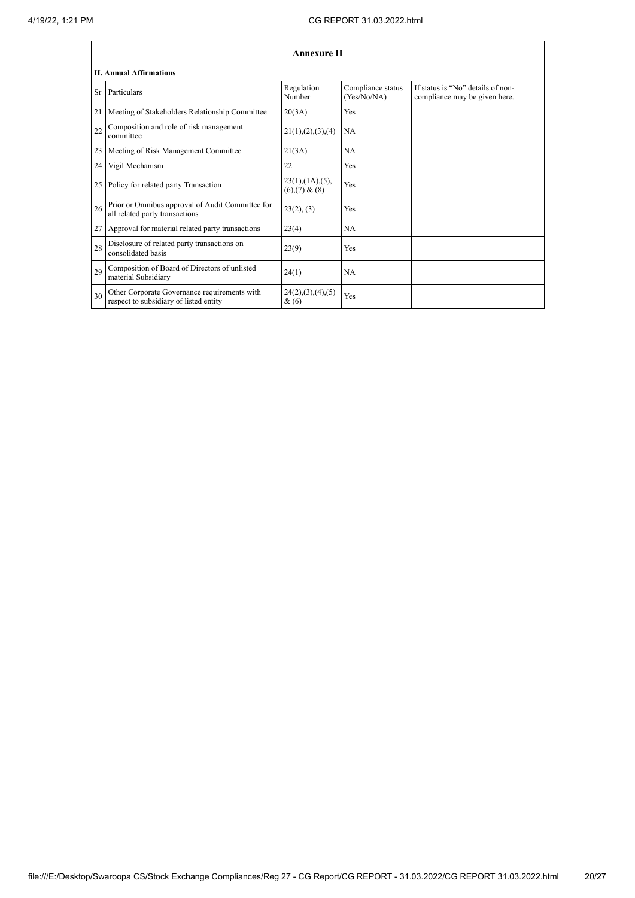## Annexure II

### II. Annual Affirmations

| Sr | Particulars | Regulation Number | Compliance status (Yes/No/NA) | If status is "No" details of non-compliance may be given here. |
|---|---|---|---|---|
| 21 | Meeting of Stakeholders Relationship Committee | 20(3A) | Yes | |
| 22 | Composition and role of risk management committee | 21(1),(2),(3),(4) | NA | |
| 23 | Meeting of Risk Management Committee | 21(3A) | NA | |
| 24 | Vigil Mechanism | 22 | Yes | |
| 25 | Policy for related party Transaction | 23(1),(1A),(5),(6),(7) & (8) | Yes | |
| 26 | Prior or Omnibus approval of Audit Committee for all related party transactions | 23(2), (3) | Yes | |
| 27 | Approval for material related party transactions | 23(4) | NA | |
| 28 | Disclosure of related party transactions on consolidated basis | 23(9) | Yes | |
| 29 | Composition of Board of Directors of unlisted material Subsidiary | 24(1) | NA | |
| 30 | Other Corporate Governance requirements with respect to subsidiary of listed entity | 24(2),(3),(4),(5) & (6) | Yes | |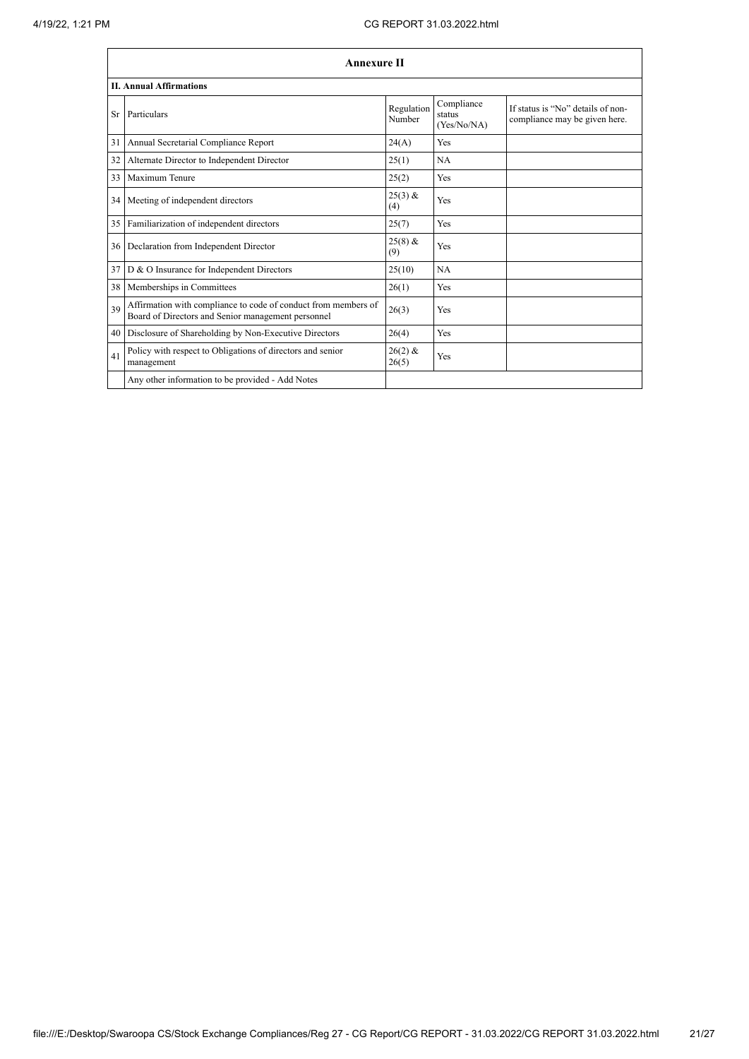## Annexure II

### II. Annual Affirmations

| Sr | Particulars | Regulation Number | Compliance status (Yes/No/NA) | If status is "No" details of non-compliance may be given here. |
|---|---|---|---|---|
| 31 | Annual Secretarial Compliance Report | 24(A) | Yes | |
| 32 | Alternate Director to Independent Director | 25(1) | NA | |
| 33 | Maximum Tenure | 25(2) | Yes | |
| 34 | Meeting of independent directors | 25(3) & (4) | Yes | |
| 35 | Familiarization of independent directors | 25(7) | Yes | |
| 36 | Declaration from Independent Director | 25(8) & (9) | Yes | |
| 37 | D & O Insurance for Independent Directors | 25(10) | NA | |
| 38 | Memberships in Committees | 26(1) | Yes | |
| 39 | Affirmation with compliance to code of conduct from members of Board of Directors and Senior management personnel | 26(3) | Yes | |
| 40 | Disclosure of Shareholding by Non-Executive Directors | 26(4) | Yes | |
| 41 | Policy with respect to Obligations of directors and senior management | 26(2) & 26(5) | Yes | |
| | Any other information to be provided - Add Notes | | | |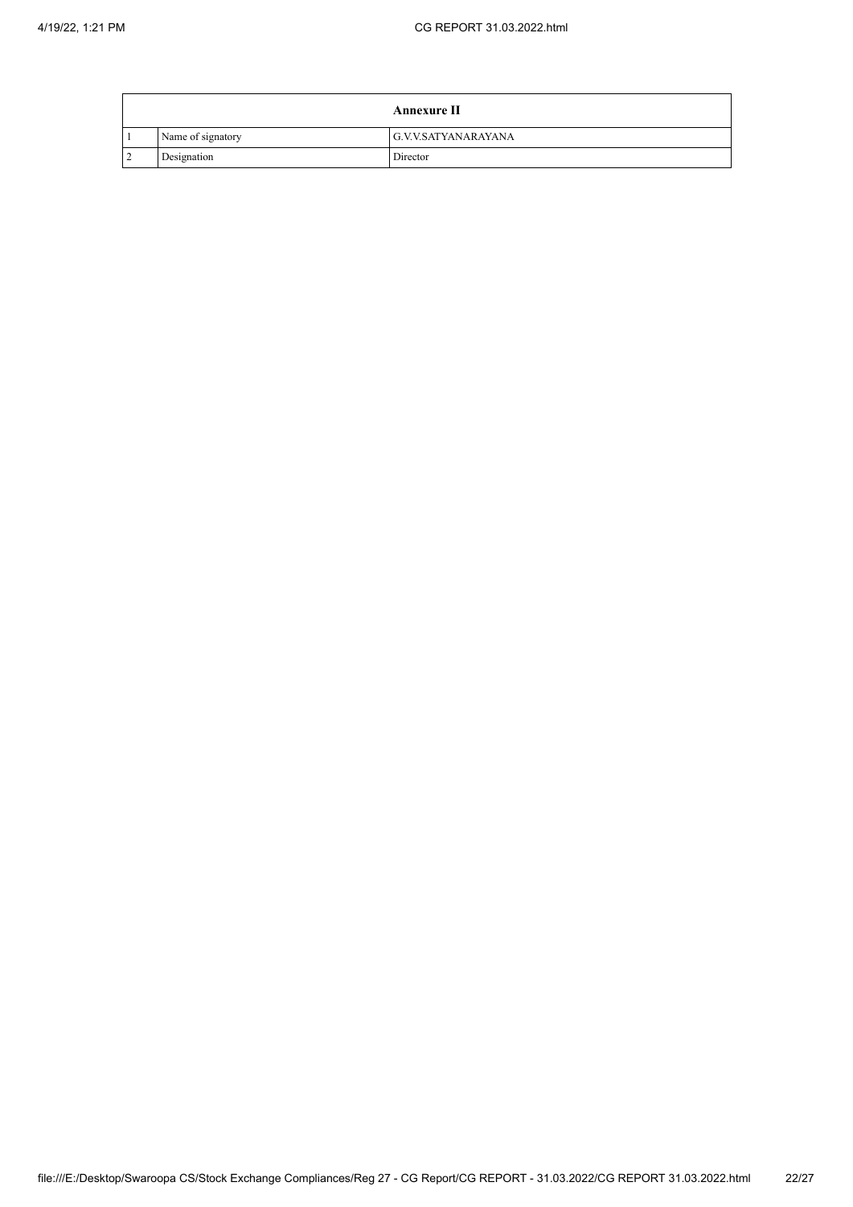| Annexure II | | |
|---|---|---|
| 1 | Name of signatory | G.V.V.SATYANARAYANA |
| 2 | Designation | Director |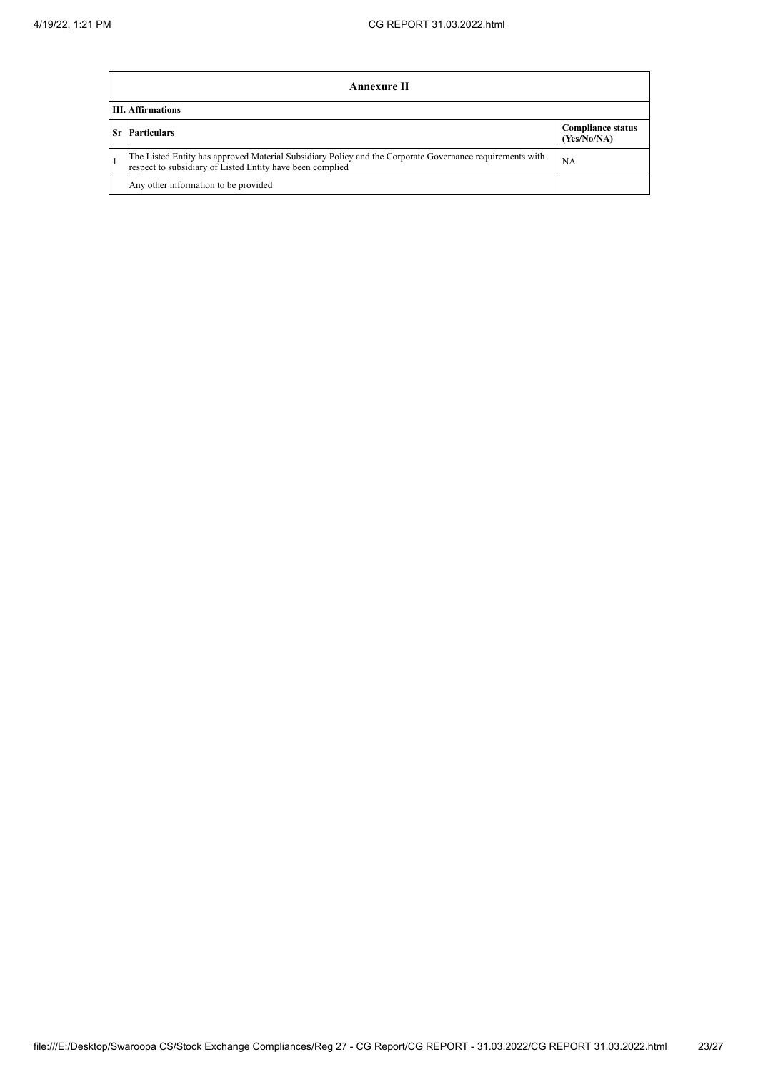| Annexure II | | |
|---|---|---|
| **III. Affirmations** | | |
| **Sr** | **Particulars** | **Compliance status (Yes/No/NA)** |
| 1 | The Listed Entity has approved Material Subsidiary Policy and the Corporate Governance requirements with respect to subsidiary of Listed Entity have been complied | NA |
| | Any other information to be provided | |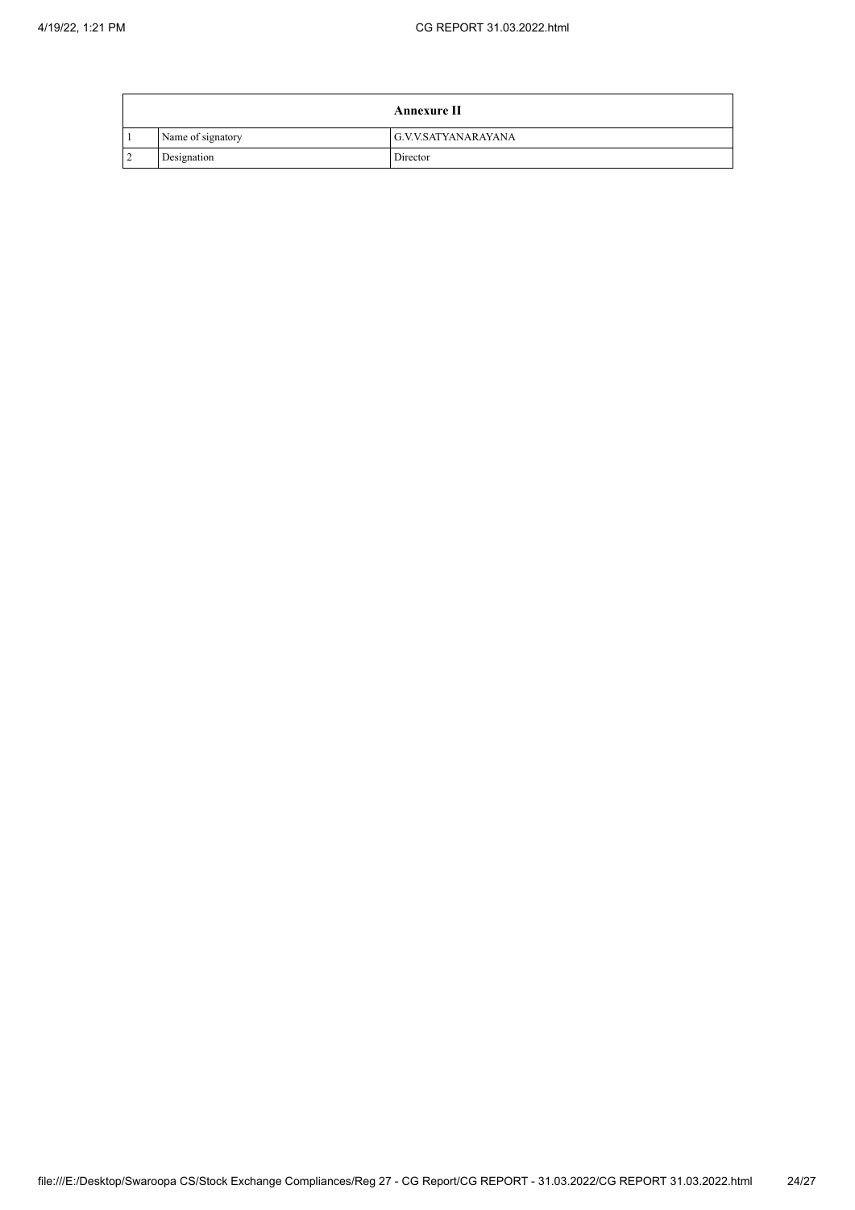| Annexure II | | |
|---|---|---|
| 1 | Name of signatory | G.V.V.SATYANARAYANA |
| 2 | Designation | Director |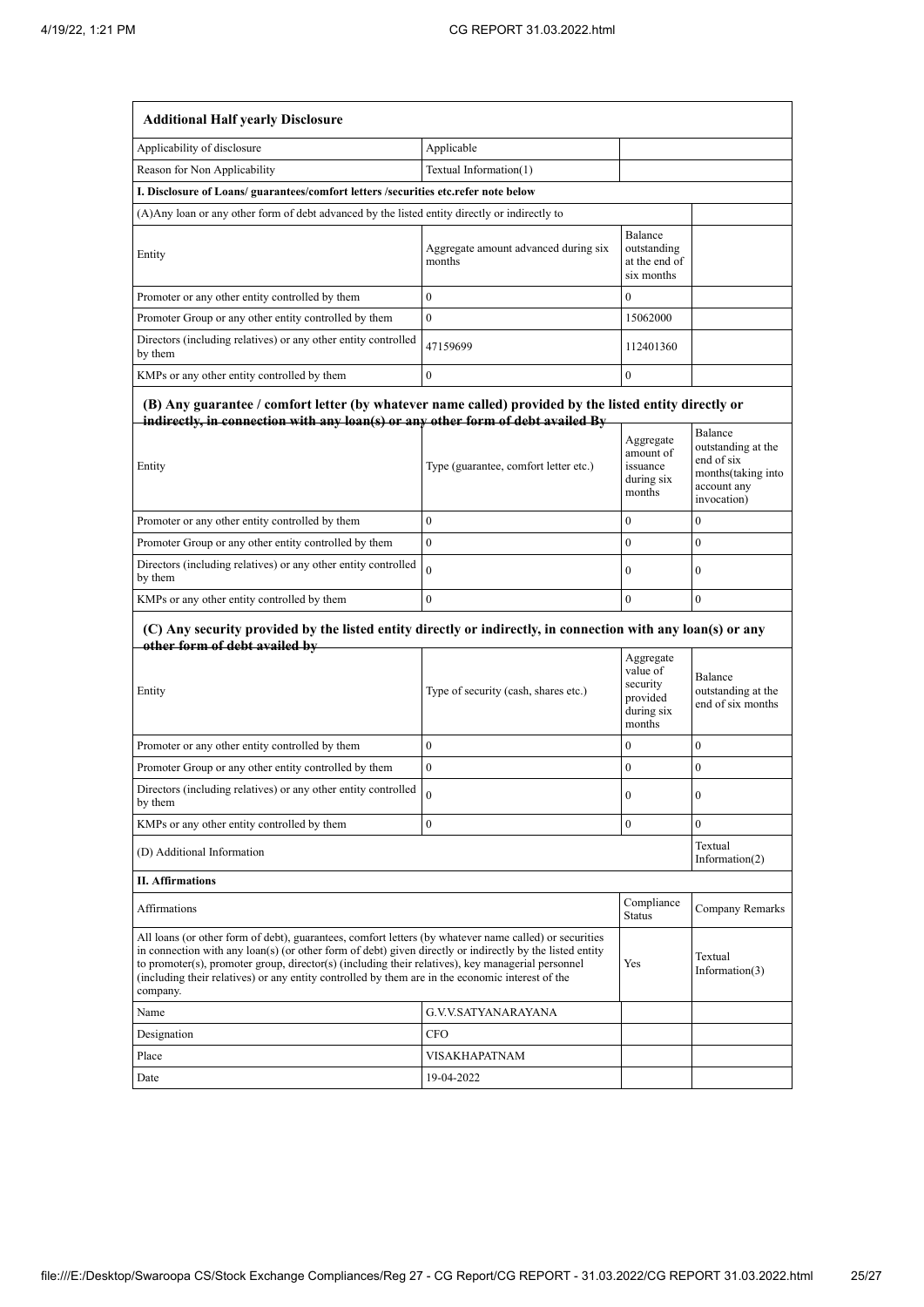| Additional Half yearly Disclosure | | | |
|---|---|---|---|
| Applicability of disclosure | Applicable | | |
| Reason for Non Applicability | Textual Information(1) | | |
| **I. Disclosure of Loans/ guarantees/comfort letters /securities etc.refer note below** | | | |
| (A)Any loan or any other form of debt advanced by the listed entity directly or indirectly to | | | |
| Entity | Aggregate amount advanced during six months | Balance outstanding at the end of six months | |
| Promoter or any other entity controlled by them | 0 | 0 | |
| Promoter Group or any other entity controlled by them | 0 | 15062000 | |
| Directors (including relatives) or any other entity controlled by them | 47159699 | 112401360 | |
| KMPs or any other entity controlled by them | 0 | 0 | |

**(B) Any guarantee / comfort letter (by whatever name called) provided by the listed entity directly or indirectly, in connection with any loan(s) or any other form of debt availed By**

| Entity | Type (guarantee, comfort letter etc.) | Aggregate amount of issuance during six months | Balance outstanding at the end of six months(taking into account any invocation) |
|---|---|---|---|
| Promoter or any other entity controlled by them | 0 | 0 | 0 |
| Promoter Group or any other entity controlled by them | 0 | 0 | 0 |
| Directors (including relatives) or any other entity controlled by them | 0 | 0 | 0 |
| KMPs or any other entity controlled by them | 0 | 0 | 0 |

**(C) Any security provided by the listed entity directly or indirectly, in connection with any loan(s) or any other form of debt availed by**

| Entity | Type of security (cash, shares etc.) | Aggregate value of security provided during six months | Balance outstanding at the end of six months |
|---|---|---|---|
| Promoter or any other entity controlled by them | 0 | 0 | 0 |
| Promoter Group or any other entity controlled by them | 0 | 0 | 0 |
| Directors (including relatives) or any other entity controlled by them | 0 | 0 | 0 |
| KMPs or any other entity controlled by them | 0 | 0 | 0 |
| (D) Additional Information | | | Textual Information(2) |

| **II. Affirmations** | | |
|---|---|---|
| Affirmations | Compliance Status | Company Remarks |
| All loans (or other form of debt), guarantees, comfort letters (by whatever name called) or securities in connection with any loan(s) (or other form of debt) given directly or indirectly by the listed entity to promoter(s), promoter group, director(s) (including their relatives), key managerial personnel (including their relatives) or any entity controlled by them are in the economic interest of the company. | Yes | Textual Information(3) |

| | | | |
|---|---|---|---|
| Name | G.V.V.SATYANARAYANA | | |
| Designation | CFO | | |
| Place | VISAKHAPATNAM | | |
| Date | 19-04-2022 | | |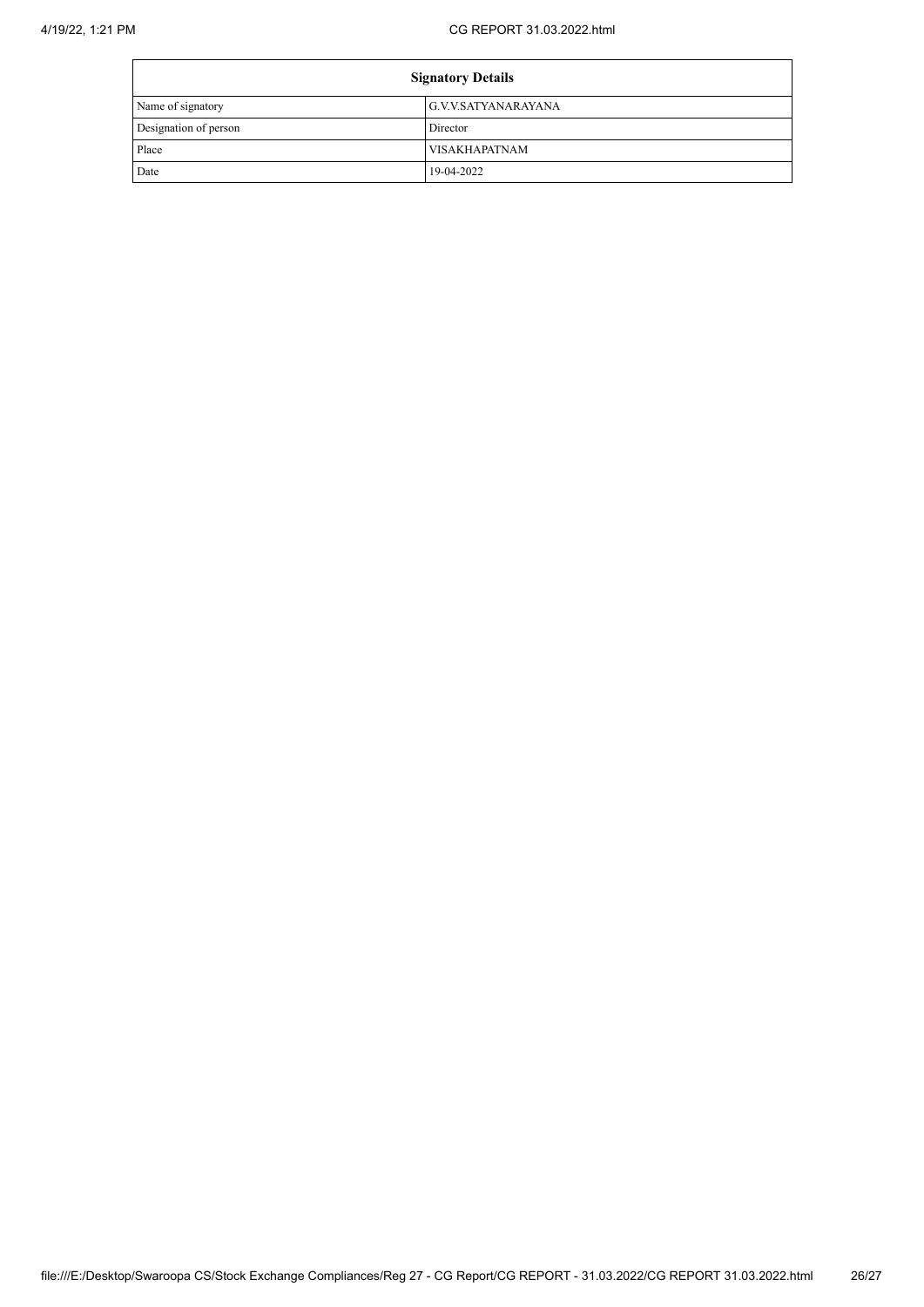| Signatory Details | |
|---|---|
| Name of signatory | G.V.V.SATYANARAYANA |
| Designation of person | Director |
| Place | VISAKHAPATNAM |
| Date | 19-04-2022 |